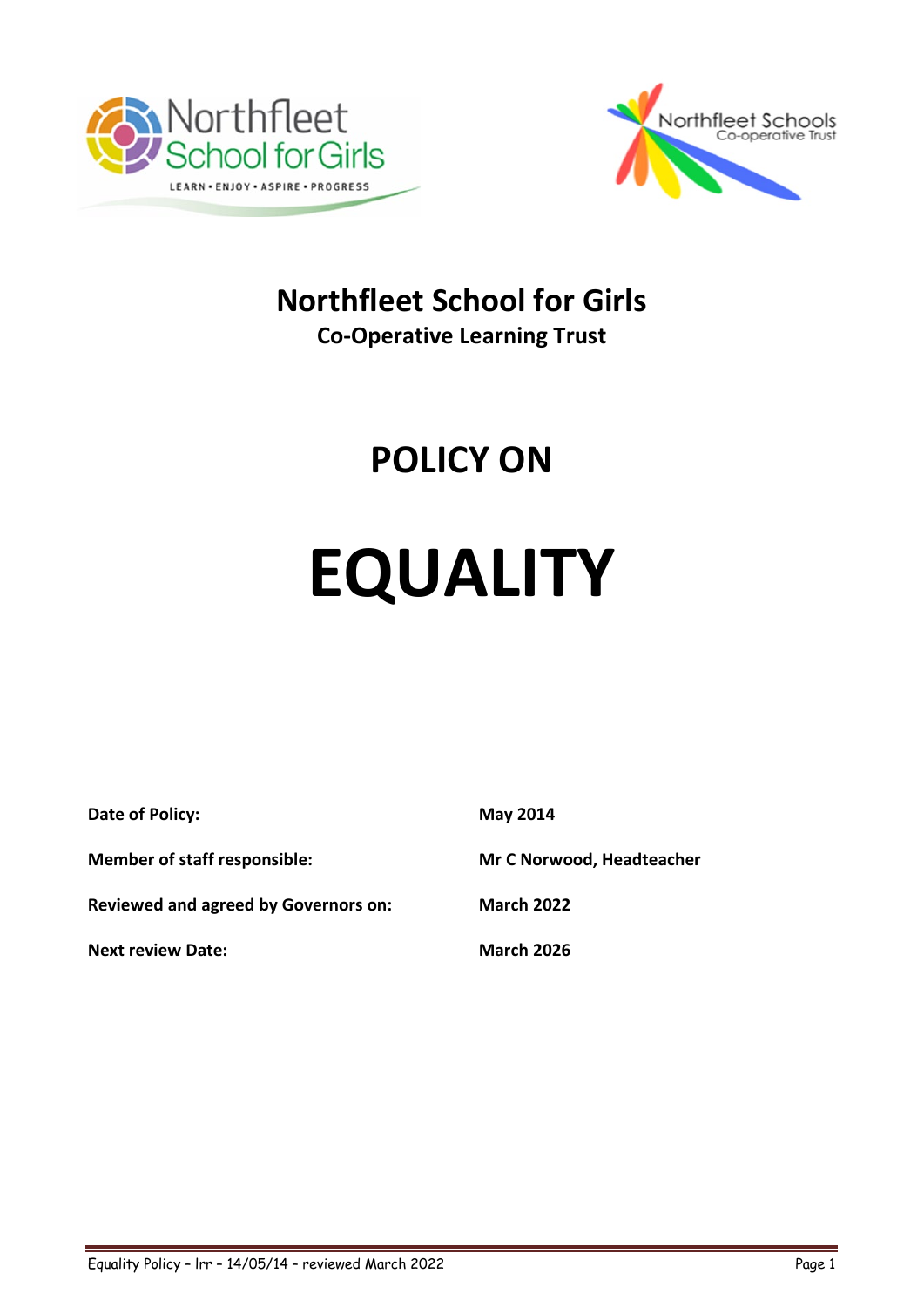# Northfleet School for Girls

**Co-Operative Learning Trust**

# POLICY ON

# EQUALITY

| | |
|---|---|
| **Date of Policy:** | **May 2014** |
| **Member of staff responsible:** | **Mr C Norwood, Headteacher** |
| **Reviewed and agreed by Governors on:** | **March 2022** |
| **Next review Date:** | **March 2026** |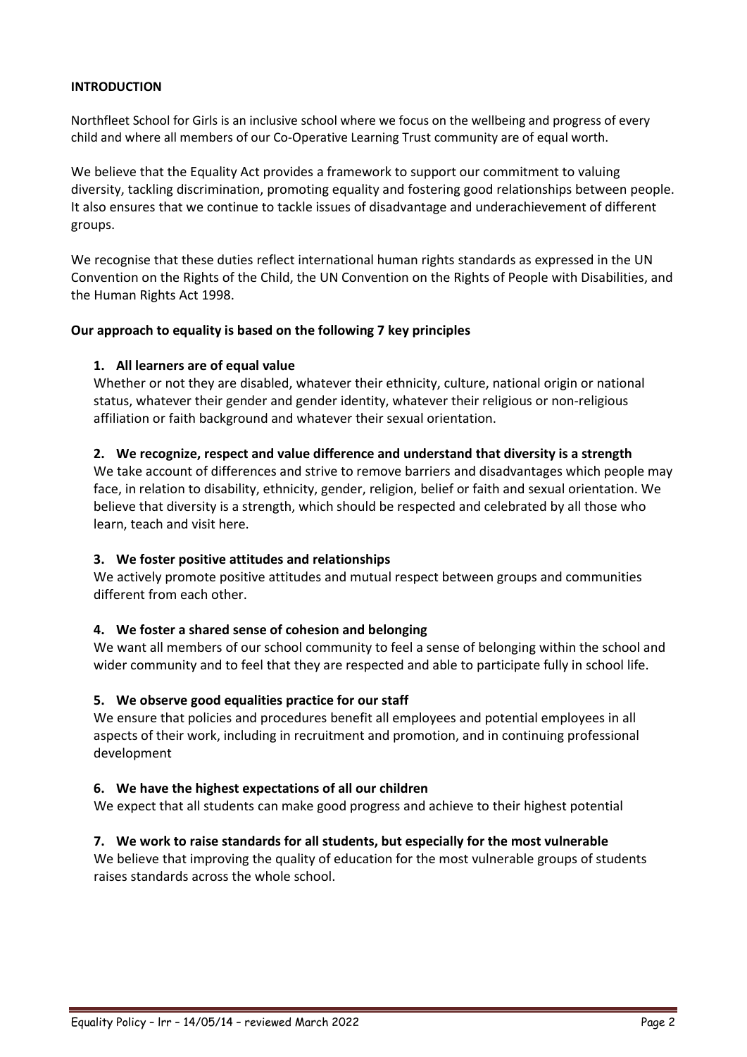**INTRODUCTION**

Northfleet School for Girls is an inclusive school where we focus on the wellbeing and progress of every child and where all members of our Co-Operative Learning Trust community are of equal worth.

We believe that the Equality Act provides a framework to support our commitment to valuing diversity, tackling discrimination, promoting equality and fostering good relationships between people. It also ensures that we continue to tackle issues of disadvantage and underachievement of different groups.

We recognise that these duties reflect international human rights standards as expressed in the UN Convention on the Rights of the Child, the UN Convention on the Rights of People with Disabilities, and the Human Rights Act 1998.

**Our approach to equality is based on the following 7 key principles**

1. **All learners are of equal value**
   Whether or not they are disabled, whatever their ethnicity, culture, national origin or national status, whatever their gender and gender identity, whatever their religious or non-religious affiliation or faith background and whatever their sexual orientation.

2. **We recognize, respect and value difference and understand that diversity is a strength**
   We take account of differences and strive to remove barriers and disadvantages which people may face, in relation to disability, ethnicity, gender, religion, belief or faith and sexual orientation. We believe that diversity is a strength, which should be respected and celebrated by all those who learn, teach and visit here.

3. **We foster positive attitudes and relationships**
   We actively promote positive attitudes and mutual respect between groups and communities different from each other.

4. **We foster a shared sense of cohesion and belonging**
   We want all members of our school community to feel a sense of belonging within the school and wider community and to feel that they are respected and able to participate fully in school life.

5. **We observe good equalities practice for our staff**
   We ensure that policies and procedures benefit all employees and potential employees in all aspects of their work, including in recruitment and promotion, and in continuing professional development

6. **We have the highest expectations of all our children**
   We expect that all students can make good progress and achieve to their highest potential

7. **We work to raise standards for all students, but especially for the most vulnerable**
   We believe that improving the quality of education for the most vulnerable groups of students raises standards across the whole school.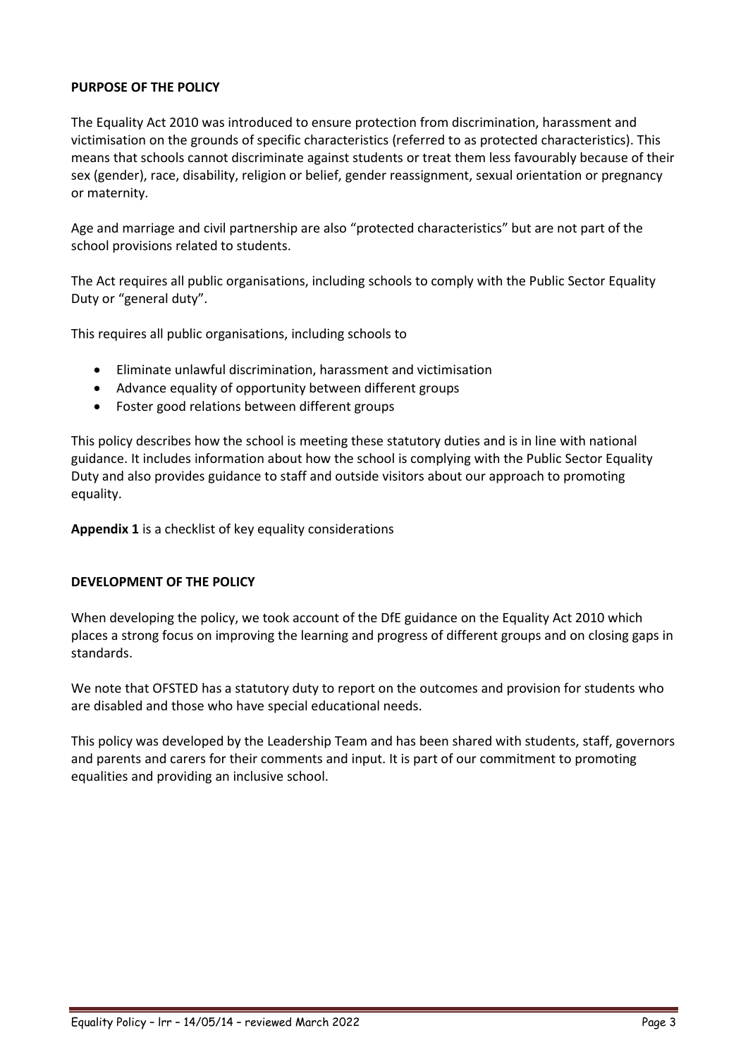## PURPOSE OF THE POLICY

The Equality Act 2010 was introduced to ensure protection from discrimination, harassment and victimisation on the grounds of specific characteristics (referred to as protected characteristics). This means that schools cannot discriminate against students or treat them less favourably because of their sex (gender), race, disability, religion or belief, gender reassignment, sexual orientation or pregnancy or maternity.

Age and marriage and civil partnership are also "protected characteristics" but are not part of the school provisions related to students.

The Act requires all public organisations, including schools to comply with the Public Sector Equality Duty or "general duty".

This requires all public organisations, including schools to

- Eliminate unlawful discrimination, harassment and victimisation
- Advance equality of opportunity between different groups
- Foster good relations between different groups

This policy describes how the school is meeting these statutory duties and is in line with national guidance. It includes information about how the school is complying with the Public Sector Equality Duty and also provides guidance to staff and outside visitors about our approach to promoting equality.

**Appendix 1** is a checklist of key equality considerations

## DEVELOPMENT OF THE POLICY

When developing the policy, we took account of the DfE guidance on the Equality Act 2010 which places a strong focus on improving the learning and progress of different groups and on closing gaps in standards.

We note that OFSTED has a statutory duty to report on the outcomes and provision for students who are disabled and those who have special educational needs.

This policy was developed by the Leadership Team and has been shared with students, staff, governors and parents and carers for their comments and input. It is part of our commitment to promoting equalities and providing an inclusive school.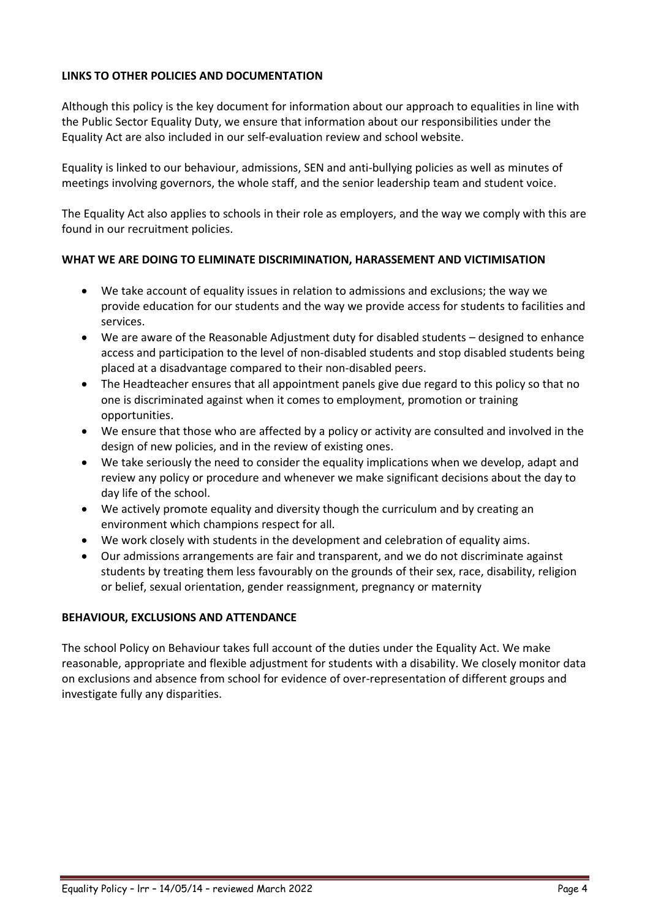**LINKS TO OTHER POLICIES AND DOCUMENTATION**

Although this policy is the key document for information about our approach to equalities in line with the Public Sector Equality Duty, we ensure that information about our responsibilities under the Equality Act are also included in our self-evaluation review and school website.

Equality is linked to our behaviour, admissions, SEN and anti-bullying policies as well as minutes of meetings involving governors, the whole staff, and the senior leadership team and student voice.

The Equality Act also applies to schools in their role as employers, and the way we comply with this are found in our recruitment policies.

**WHAT WE ARE DOING TO ELIMINATE DISCRIMINATION, HARASSEMENT AND VICTIMISATION**

- We take account of equality issues in relation to admissions and exclusions; the way we provide education for our students and the way we provide access for students to facilities and services.
- We are aware of the Reasonable Adjustment duty for disabled students – designed to enhance access and participation to the level of non-disabled students and stop disabled students being placed at a disadvantage compared to their non-disabled peers.
- The Headteacher ensures that all appointment panels give due regard to this policy so that no one is discriminated against when it comes to employment, promotion or training opportunities.
- We ensure that those who are affected by a policy or activity are consulted and involved in the design of new policies, and in the review of existing ones.
- We take seriously the need to consider the equality implications when we develop, adapt and review any policy or procedure and whenever we make significant decisions about the day to day life of the school.
- We actively promote equality and diversity though the curriculum and by creating an environment which champions respect for all.
- We work closely with students in the development and celebration of equality aims.
- Our admissions arrangements are fair and transparent, and we do not discriminate against students by treating them less favourably on the grounds of their sex, race, disability, religion or belief, sexual orientation, gender reassignment, pregnancy or maternity

**BEHAVIOUR, EXCLUSIONS AND ATTENDANCE**

The school Policy on Behaviour takes full account of the duties under the Equality Act. We make reasonable, appropriate and flexible adjustment for students with a disability. We closely monitor data on exclusions and absence from school for evidence of over-representation of different groups and investigate fully any disparities.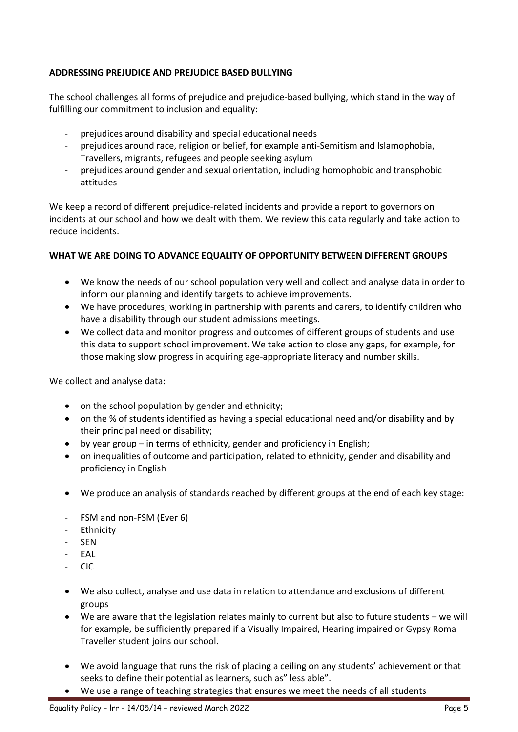**ADDRESSING PREJUDICE AND PREJUDICE BASED BULLYING**

The school challenges all forms of prejudice and prejudice-based bullying, which stand in the way of fulfilling our commitment to inclusion and equality:

- prejudices around disability and special educational needs
- prejudices around race, religion or belief, for example anti-Semitism and Islamophobia, Travellers, migrants, refugees and people seeking asylum
- prejudices around gender and sexual orientation, including homophobic and transphobic attitudes

We keep a record of different prejudice-related incidents and provide a report to governors on incidents at our school and how we dealt with them. We review this data regularly and take action to reduce incidents.

**WHAT WE ARE DOING TO ADVANCE EQUALITY OF OPPORTUNITY BETWEEN DIFFERENT GROUPS**

- We know the needs of our school population very well and collect and analyse data in order to inform our planning and identify targets to achieve improvements.
- We have procedures, working in partnership with parents and carers, to identify children who have a disability through our student admissions meetings.
- We collect data and monitor progress and outcomes of different groups of students and use this data to support school improvement. We take action to close any gaps, for example, for those making slow progress in acquiring age-appropriate literacy and number skills.

We collect and analyse data:

- on the school population by gender and ethnicity;
- on the % of students identified as having a special educational need and/or disability and by their principal need or disability;
- by year group – in terms of ethnicity, gender and proficiency in English;
- on inequalities of outcome and participation, related to ethnicity, gender and disability and proficiency in English

- We produce an analysis of standards reached by different groups at the end of each key stage:

- FSM and non-FSM (Ever 6)
- Ethnicity
- SEN
- EAL
- CIC

- We also collect, analyse and use data in relation to attendance and exclusions of different groups
- We are aware that the legislation relates mainly to current but also to future students – we will for example, be sufficiently prepared if a Visually Impaired, Hearing impaired or Gypsy Roma Traveller student joins our school.

- We avoid language that runs the risk of placing a ceiling on any students' achievement or that seeks to define their potential as learners, such as" less able".
- We use a range of teaching strategies that ensures we meet the needs of all students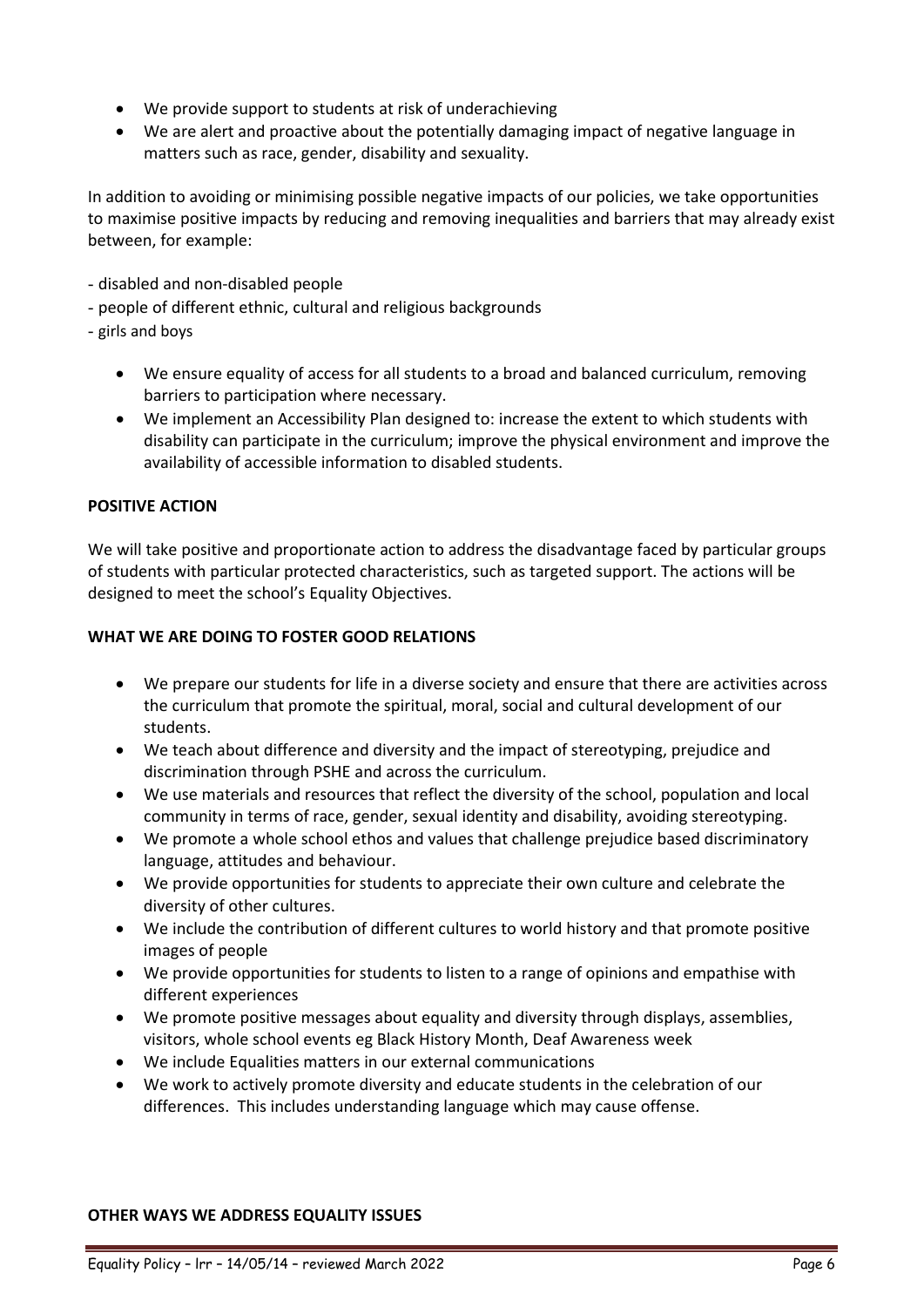- We provide support to students at risk of underachieving
- We are alert and proactive about the potentially damaging impact of negative language in matters such as race, gender, disability and sexuality.

In addition to avoiding or minimising possible negative impacts of our policies, we take opportunities to maximise positive impacts by reducing and removing inequalities and barriers that may already exist between, for example:

- disabled and non-disabled people
- people of different ethnic, cultural and religious backgrounds
- girls and boys

- We ensure equality of access for all students to a broad and balanced curriculum, removing barriers to participation where necessary.
- We implement an Accessibility Plan designed to: increase the extent to which students with disability can participate in the curriculum; improve the physical environment and improve the availability of accessible information to disabled students.

**POSITIVE ACTION**

We will take positive and proportionate action to address the disadvantage faced by particular groups of students with particular protected characteristics, such as targeted support. The actions will be designed to meet the school's Equality Objectives.

**WHAT WE ARE DOING TO FOSTER GOOD RELATIONS**

- We prepare our students for life in a diverse society and ensure that there are activities across the curriculum that promote the spiritual, moral, social and cultural development of our students.
- We teach about difference and diversity and the impact of stereotyping, prejudice and discrimination through PSHE and across the curriculum.
- We use materials and resources that reflect the diversity of the school, population and local community in terms of race, gender, sexual identity and disability, avoiding stereotyping.
- We promote a whole school ethos and values that challenge prejudice based discriminatory language, attitudes and behaviour.
- We provide opportunities for students to appreciate their own culture and celebrate the diversity of other cultures.
- We include the contribution of different cultures to world history and that promote positive images of people
- We provide opportunities for students to listen to a range of opinions and empathise with different experiences
- We promote positive messages about equality and diversity through displays, assemblies, visitors, whole school events eg Black History Month, Deaf Awareness week
- We include Equalities matters in our external communications
- We work to actively promote diversity and educate students in the celebration of our differences. This includes understanding language which may cause offense.

**OTHER WAYS WE ADDRESS EQUALITY ISSUES**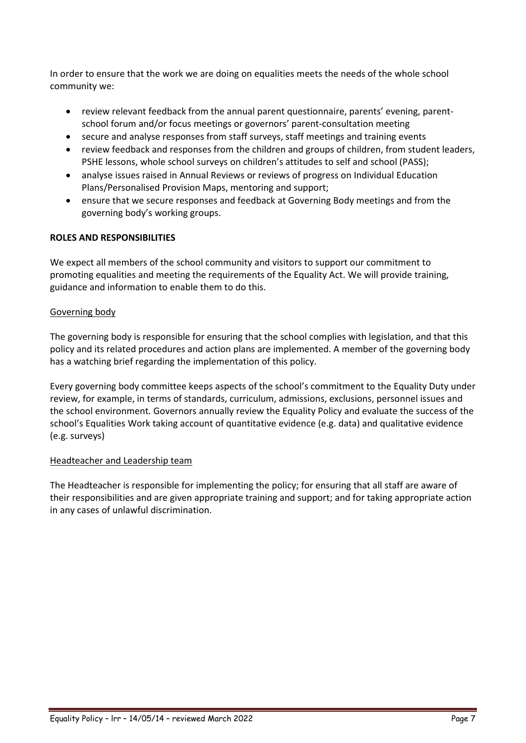In order to ensure that the work we are doing on equalities meets the needs of the whole school community we:

- review relevant feedback from the annual parent questionnaire, parents' evening, parent-school forum and/or focus meetings or governors' parent-consultation meeting
- secure and analyse responses from staff surveys, staff meetings and training events
- review feedback and responses from the children and groups of children, from student leaders, PSHE lessons, whole school surveys on children's attitudes to self and school (PASS);
- analyse issues raised in Annual Reviews or reviews of progress on Individual Education Plans/Personalised Provision Maps, mentoring and support;
- ensure that we secure responses and feedback at Governing Body meetings and from the governing body's working groups.

**ROLES AND RESPONSIBILITIES**

We expect all members of the school community and visitors to support our commitment to promoting equalities and meeting the requirements of the Equality Act. We will provide training, guidance and information to enable them to do this.

Governing body

The governing body is responsible for ensuring that the school complies with legislation, and that this policy and its related procedures and action plans are implemented. A member of the governing body has a watching brief regarding the implementation of this policy.

Every governing body committee keeps aspects of the school's commitment to the Equality Duty under review, for example, in terms of standards, curriculum, admissions, exclusions, personnel issues and the school environment. Governors annually review the Equality Policy and evaluate the success of the school's Equalities Work taking account of quantitative evidence (e.g. data) and qualitative evidence (e.g. surveys)

Headteacher and Leadership team

The Headteacher is responsible for implementing the policy; for ensuring that all staff are aware of their responsibilities and are given appropriate training and support; and for taking appropriate action in any cases of unlawful discrimination.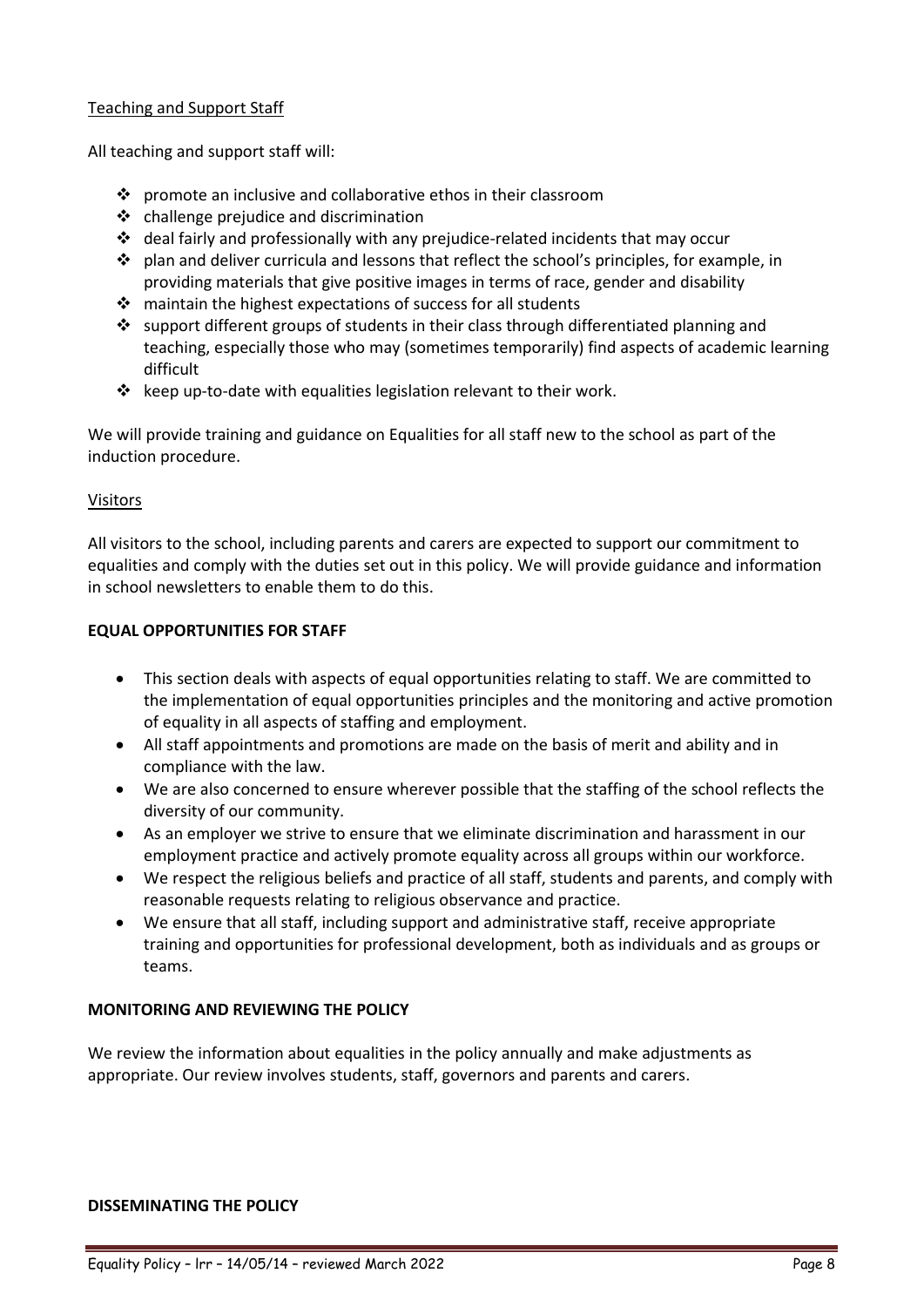Teaching and Support Staff

All teaching and support staff will:

- promote an inclusive and collaborative ethos in their classroom
- challenge prejudice and discrimination
- deal fairly and professionally with any prejudice-related incidents that may occur
- plan and deliver curricula and lessons that reflect the school's principles, for example, in providing materials that give positive images in terms of race, gender and disability
- maintain the highest expectations of success for all students
- support different groups of students in their class through differentiated planning and teaching, especially those who may (sometimes temporarily) find aspects of academic learning difficult
- keep up-to-date with equalities legislation relevant to their work.

We will provide training and guidance on Equalities for all staff new to the school as part of the induction procedure.

Visitors

All visitors to the school, including parents and carers are expected to support our commitment to equalities and comply with the duties set out in this policy. We will provide guidance and information in school newsletters to enable them to do this.

**EQUAL OPPORTUNITIES FOR STAFF**

- This section deals with aspects of equal opportunities relating to staff. We are committed to the implementation of equal opportunities principles and the monitoring and active promotion of equality in all aspects of staffing and employment.
- All staff appointments and promotions are made on the basis of merit and ability and in compliance with the law.
- We are also concerned to ensure wherever possible that the staffing of the school reflects the diversity of our community.
- As an employer we strive to ensure that we eliminate discrimination and harassment in our employment practice and actively promote equality across all groups within our workforce.
- We respect the religious beliefs and practice of all staff, students and parents, and comply with reasonable requests relating to religious observance and practice.
- We ensure that all staff, including support and administrative staff, receive appropriate training and opportunities for professional development, both as individuals and as groups or teams.

**MONITORING AND REVIEWING THE POLICY**

We review the information about equalities in the policy annually and make adjustments as appropriate. Our review involves students, staff, governors and parents and carers.

**DISSEMINATING THE POLICY**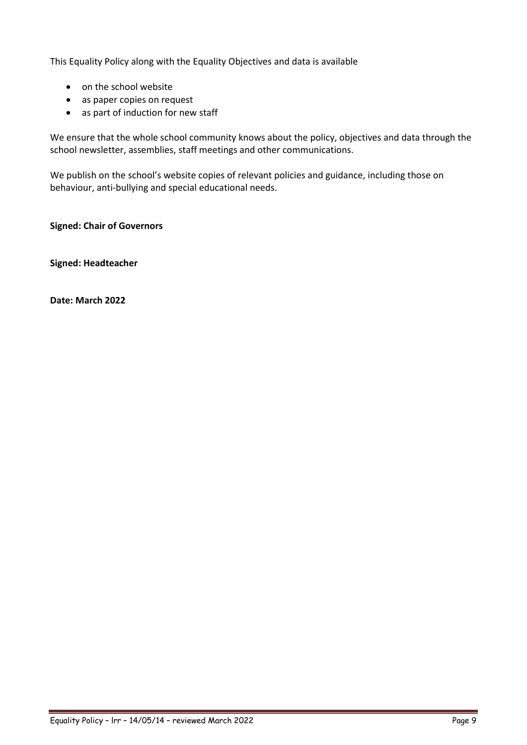This Equality Policy along with the Equality Objectives and data is available

- on the school website
- as paper copies on request
- as part of induction for new staff

We ensure that the whole school community knows about the policy, objectives and data through the school newsletter, assemblies, staff meetings and other communications.

We publish on the school's website copies of relevant policies and guidance, including those on behaviour, anti-bullying and special educational needs.

**Signed: Chair of Governors**

**Signed: Headteacher**

**Date: March 2022**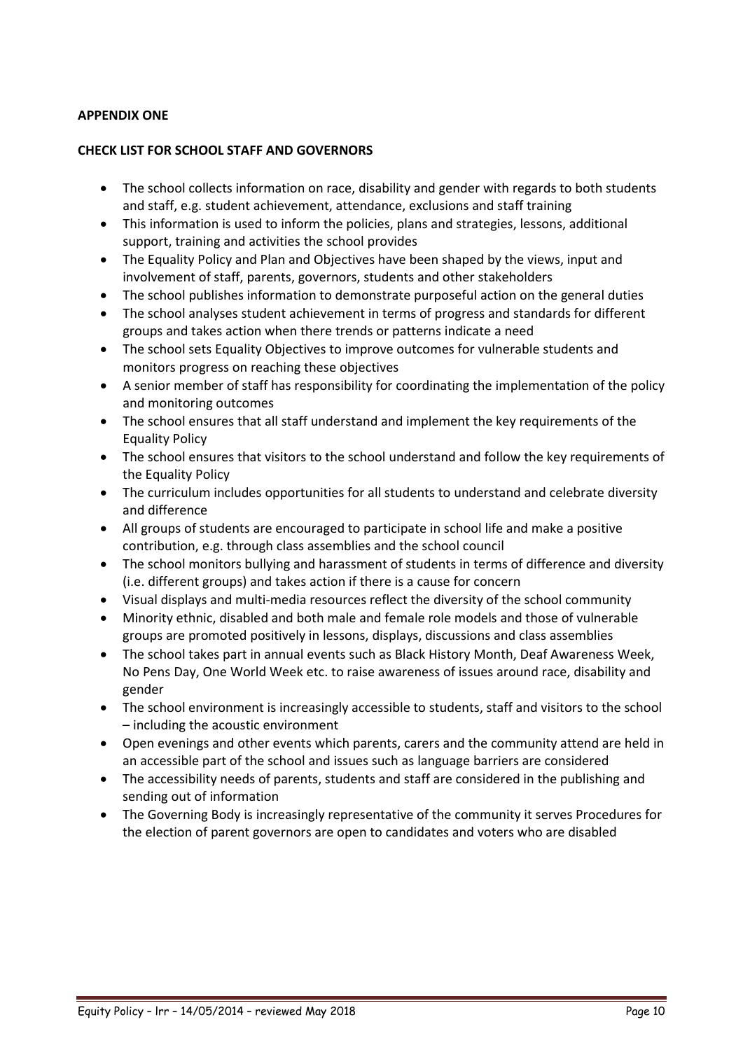**APPENDIX ONE**

**CHECK LIST FOR SCHOOL STAFF AND GOVERNORS**

- The school collects information on race, disability and gender with regards to both students and staff, e.g. student achievement, attendance, exclusions and staff training
- This information is used to inform the policies, plans and strategies, lessons, additional support, training and activities the school provides
- The Equality Policy and Plan and Objectives have been shaped by the views, input and involvement of staff, parents, governors, students and other stakeholders
- The school publishes information to demonstrate purposeful action on the general duties
- The school analyses student achievement in terms of progress and standards for different groups and takes action when there trends or patterns indicate a need
- The school sets Equality Objectives to improve outcomes for vulnerable students and monitors progress on reaching these objectives
- A senior member of staff has responsibility for coordinating the implementation of the policy and monitoring outcomes
- The school ensures that all staff understand and implement the key requirements of the Equality Policy
- The school ensures that visitors to the school understand and follow the key requirements of the Equality Policy
- The curriculum includes opportunities for all students to understand and celebrate diversity and difference
- All groups of students are encouraged to participate in school life and make a positive contribution, e.g. through class assemblies and the school council
- The school monitors bullying and harassment of students in terms of difference and diversity (i.e. different groups) and takes action if there is a cause for concern
- Visual displays and multi-media resources reflect the diversity of the school community
- Minority ethnic, disabled and both male and female role models and those of vulnerable groups are promoted positively in lessons, displays, discussions and class assemblies
- The school takes part in annual events such as Black History Month, Deaf Awareness Week, No Pens Day, One World Week etc. to raise awareness of issues around race, disability and gender
- The school environment is increasingly accessible to students, staff and visitors to the school – including the acoustic environment
- Open evenings and other events which parents, carers and the community attend are held in an accessible part of the school and issues such as language barriers are considered
- The accessibility needs of parents, students and staff are considered in the publishing and sending out of information
- The Governing Body is increasingly representative of the community it serves Procedures for the election of parent governors are open to candidates and voters who are disabled